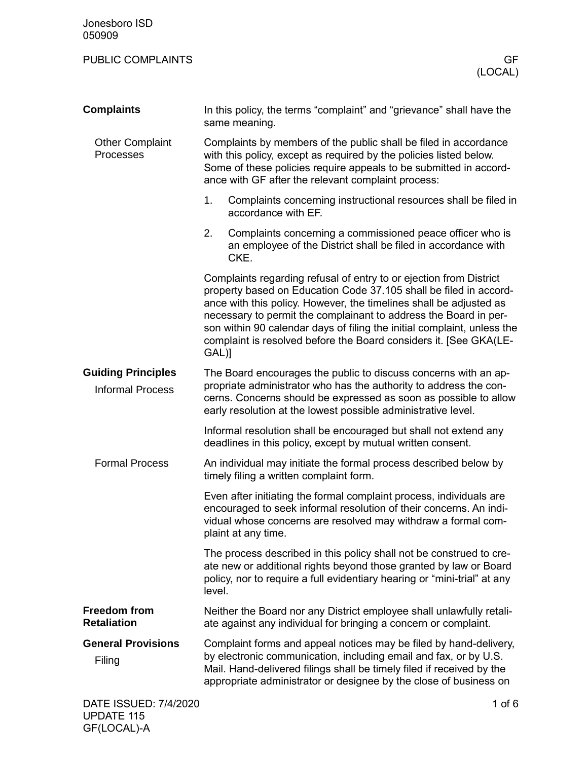Jonesboro ISD
050909

# PUBLIC COMPLAINTS — GF (LOCAL)

## Complaints

In this policy, the terms "complaint" and "grievance" shall have the same meaning.

### Other Complaint Processes

Complaints by members of the public shall be filed in accordance with this policy, except as required by the policies listed below. Some of these policies require appeals to be submitted in accordance with GF after the relevant complaint process:

1. Complaints concerning instructional resources shall be filed in accordance with EF.
2. Complaints concerning a commissioned peace officer who is an employee of the District shall be filed in accordance with CKE.

Complaints regarding refusal of entry to or ejection from District property based on Education Code 37.105 shall be filed in accordance with this policy. However, the timelines shall be adjusted as necessary to permit the complainant to address the Board in person within 90 calendar days of filing the initial complaint, unless the complaint is resolved before the Board considers it. [See GKA(LEGAL)]

## Guiding Principles

### Informal Process

The Board encourages the public to discuss concerns with an appropriate administrator who has the authority to address the concerns. Concerns should be expressed as soon as possible to allow early resolution at the lowest possible administrative level.

Informal resolution shall be encouraged but shall not extend any deadlines in this policy, except by mutual written consent.

### Formal Process

An individual may initiate the formal process described below by timely filing a written complaint form.

Even after initiating the formal complaint process, individuals are encouraged to seek informal resolution of their concerns. An individual whose concerns are resolved may withdraw a formal complaint at any time.

The process described in this policy shall not be construed to create new or additional rights beyond those granted by law or Board policy, nor to require a full evidentiary hearing or "mini-trial" at any level.

## Freedom from Retaliation

Neither the Board nor any District employee shall unlawfully retaliate against any individual for bringing a concern or complaint.

## General Provisions

### Filing

Complaint forms and appeal notices may be filed by hand-delivery, by electronic communication, including email and fax, or by U.S. Mail. Hand-delivered filings shall be timely filed if received by the appropriate administrator or designee by the close of business on

DATE ISSUED: 7/4/2020
UPDATE 115
GF(LOCAL)-A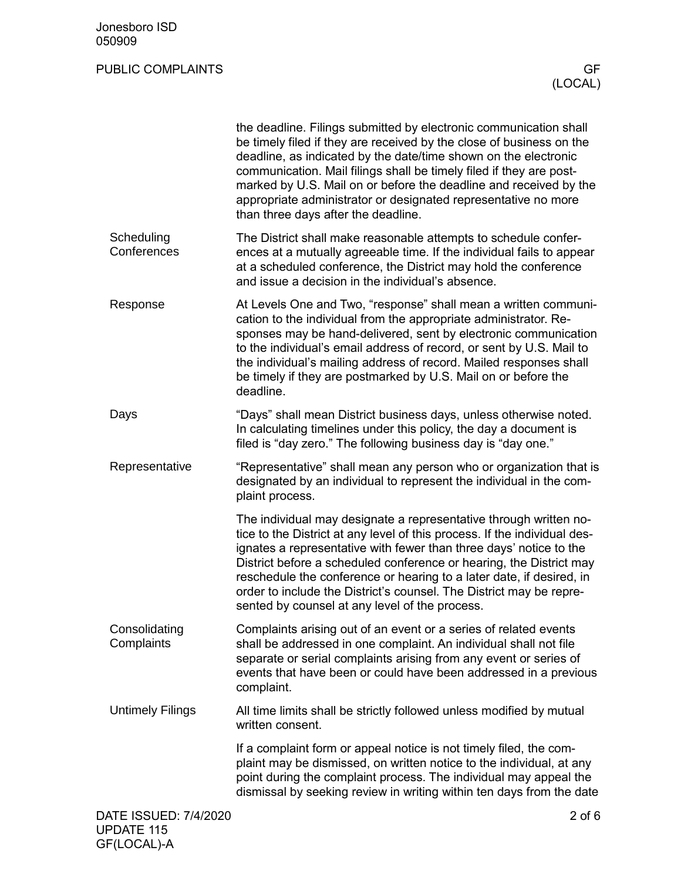the deadline. Filings submitted by electronic communication shall be timely filed if they are received by the close of business on the deadline, as indicated by the date/time shown on the electronic communication. Mail filings shall be timely filed if they are postmarked by U.S. Mail on or before the deadline and received by the appropriate administrator or designated representative no more than three days after the deadline.

### Scheduling Conferences

The District shall make reasonable attempts to schedule conferences at a mutually agreeable time. If the individual fails to appear at a scheduled conference, the District may hold the conference and issue a decision in the individual's absence.

### Response

At Levels One and Two, "response" shall mean a written communication to the individual from the appropriate administrator. Responses may be hand-delivered, sent by electronic communication to the individual's email address of record, or sent by U.S. Mail to the individual's mailing address of record. Mailed responses shall be timely if they are postmarked by U.S. Mail on or before the deadline.

### Days

"Days" shall mean District business days, unless otherwise noted. In calculating timelines under this policy, the day a document is filed is "day zero." The following business day is "day one."

### Representative

"Representative" shall mean any person who or organization that is designated by an individual to represent the individual in the complaint process.

The individual may designate a representative through written notice to the District at any level of this process. If the individual designates a representative with fewer than three days' notice to the District before a scheduled conference or hearing, the District may reschedule the conference or hearing to a later date, if desired, in order to include the District's counsel. The District may be represented by counsel at any level of the process.

### Consolidating Complaints

Complaints arising out of an event or a series of related events shall be addressed in one complaint. An individual shall not file separate or serial complaints arising from any event or series of events that have been or could have been addressed in a previous complaint.

### Untimely Filings

All time limits shall be strictly followed unless modified by mutual written consent.

If a complaint form or appeal notice is not timely filed, the complaint may be dismissed, on written notice to the individual, at any point during the complaint process. The individual may appeal the dismissal by seeking review in writing within ten days from the date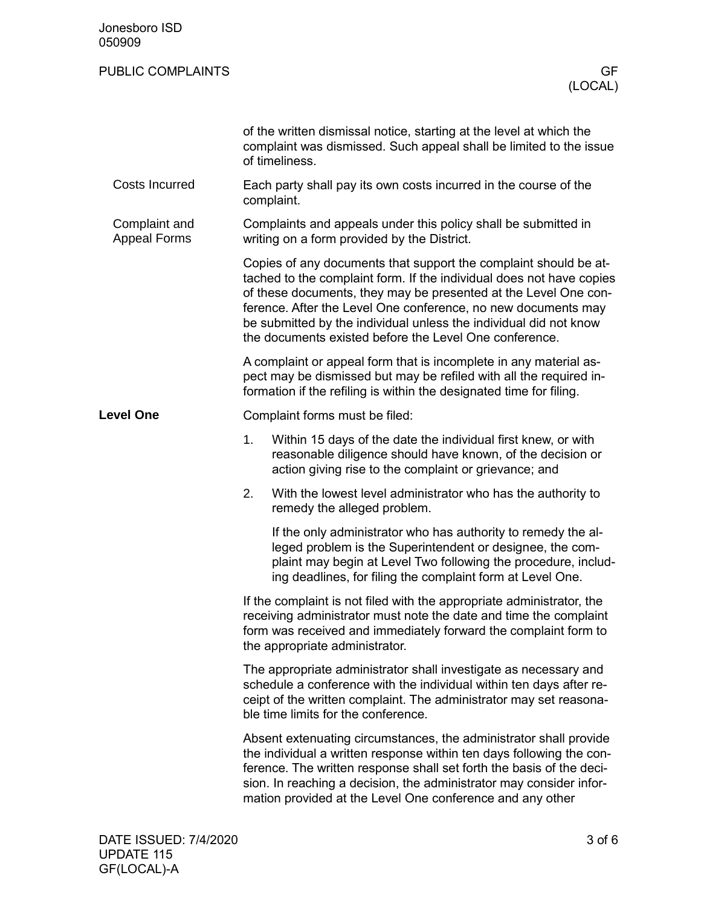of the written dismissal notice, starting at the level at which the complaint was dismissed. Such appeal shall be limited to the issue of timeliness.

### Costs Incurred

Each party shall pay its own costs incurred in the course of the complaint.

### Complaint and Appeal Forms

Complaints and appeals under this policy shall be submitted in writing on a form provided by the District.

Copies of any documents that support the complaint should be attached to the complaint form. If the individual does not have copies of these documents, they may be presented at the Level One conference. After the Level One conference, no new documents may be submitted by the individual unless the individual did not know the documents existed before the Level One conference.

A complaint or appeal form that is incomplete in any material aspect may be dismissed but may be refiled with all the required information if the refiling is within the designated time for filing.

## Level One

Complaint forms must be filed:

1. Within 15 days of the date the individual first knew, or with reasonable diligence should have known, of the decision or action giving rise to the complaint or grievance; and
2. With the lowest level administrator who has the authority to remedy the alleged problem.

   If the only administrator who has authority to remedy the alleged problem is the Superintendent or designee, the complaint may begin at Level Two following the procedure, including deadlines, for filing the complaint form at Level One.

If the complaint is not filed with the appropriate administrator, the receiving administrator must note the date and time the complaint form was received and immediately forward the complaint form to the appropriate administrator.

The appropriate administrator shall investigate as necessary and schedule a conference with the individual within ten days after receipt of the written complaint. The administrator may set reasonable time limits for the conference.

Absent extenuating circumstances, the administrator shall provide the individual a written response within ten days following the conference. The written response shall set forth the basis of the decision. In reaching a decision, the administrator may consider information provided at the Level One conference and any other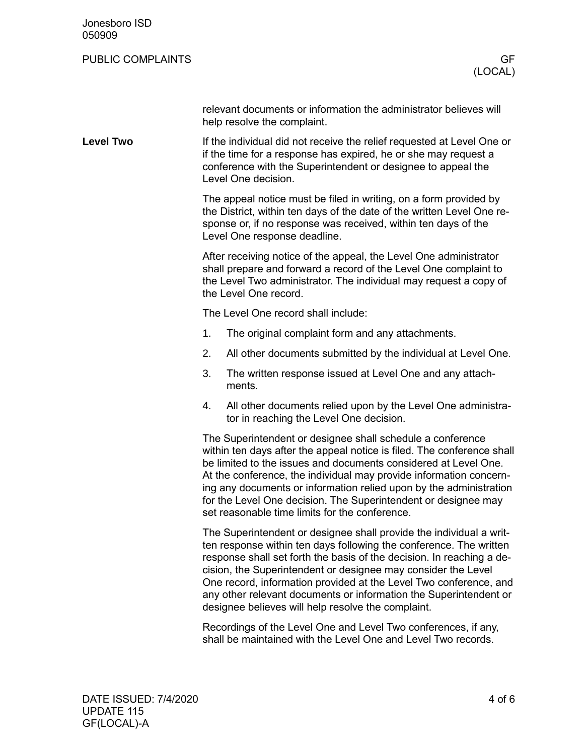relevant documents or information the administrator believes will help resolve the complaint.

**Level Two**

If the individual did not receive the relief requested at Level One or if the time for a response has expired, he or she may request a conference with the Superintendent or designee to appeal the Level One decision.

The appeal notice must be filed in writing, on a form provided by the District, within ten days of the date of the written Level One response or, if no response was received, within ten days of the Level One response deadline.

After receiving notice of the appeal, the Level One administrator shall prepare and forward a record of the Level One complaint to the Level Two administrator. The individual may request a copy of the Level One record.

The Level One record shall include:

1. The original complaint form and any attachments.
2. All other documents submitted by the individual at Level One.
3. The written response issued at Level One and any attachments.
4. All other documents relied upon by the Level One administrator in reaching the Level One decision.

The Superintendent or designee shall schedule a conference within ten days after the appeal notice is filed. The conference shall be limited to the issues and documents considered at Level One. At the conference, the individual may provide information concerning any documents or information relied upon by the administration for the Level One decision. The Superintendent or designee may set reasonable time limits for the conference.

The Superintendent or designee shall provide the individual a written response within ten days following the conference. The written response shall set forth the basis of the decision. In reaching a decision, the Superintendent or designee may consider the Level One record, information provided at the Level Two conference, and any other relevant documents or information the Superintendent or designee believes will help resolve the complaint.

Recordings of the Level One and Level Two conferences, if any, shall be maintained with the Level One and Level Two records.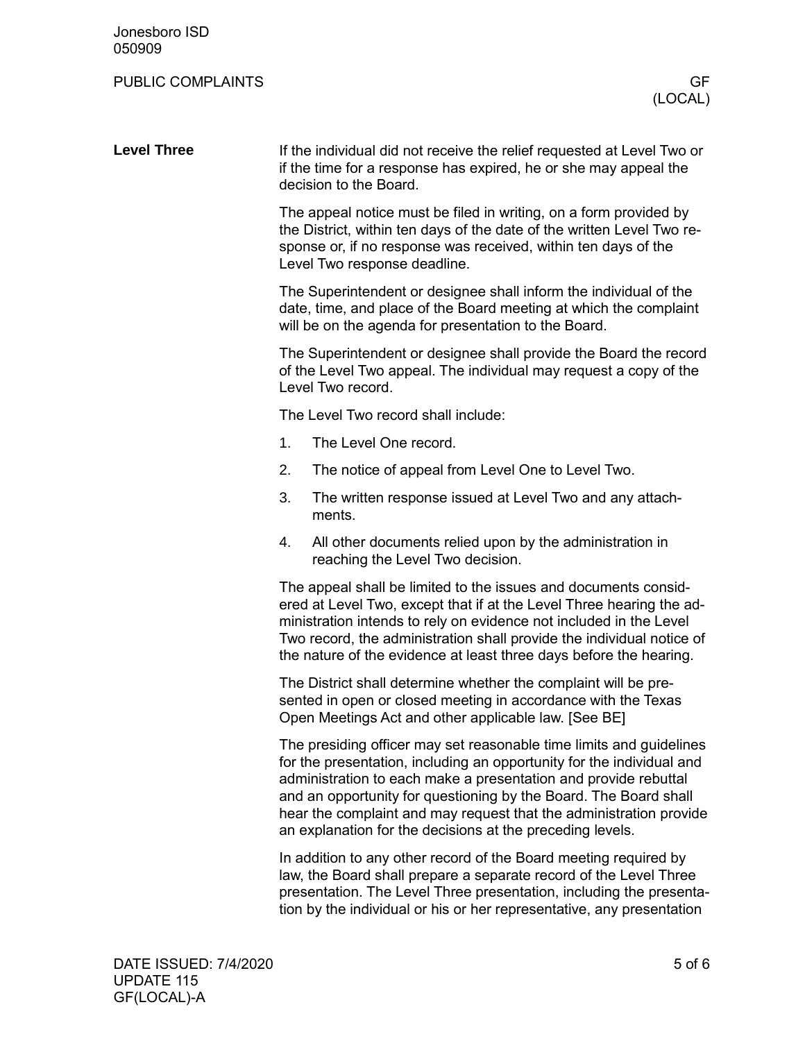## Level Three

If the individual did not receive the relief requested at Level Two or if the time for a response has expired, he or she may appeal the decision to the Board.

The appeal notice must be filed in writing, on a form provided by the District, within ten days of the date of the written Level Two response or, if no response was received, within ten days of the Level Two response deadline.

The Superintendent or designee shall inform the individual of the date, time, and place of the Board meeting at which the complaint will be on the agenda for presentation to the Board.

The Superintendent or designee shall provide the Board the record of the Level Two appeal. The individual may request a copy of the Level Two record.

The Level Two record shall include:

1. The Level One record.
2. The notice of appeal from Level One to Level Two.
3. The written response issued at Level Two and any attachments.
4. All other documents relied upon by the administration in reaching the Level Two decision.

The appeal shall be limited to the issues and documents considered at Level Two, except that if at the Level Three hearing the administration intends to rely on evidence not included in the Level Two record, the administration shall provide the individual notice of the nature of the evidence at least three days before the hearing.

The District shall determine whether the complaint will be presented in open or closed meeting in accordance with the Texas Open Meetings Act and other applicable law. [See BE]

The presiding officer may set reasonable time limits and guidelines for the presentation, including an opportunity for the individual and administration to each make a presentation and provide rebuttal and an opportunity for questioning by the Board. The Board shall hear the complaint and may request that the administration provide an explanation for the decisions at the preceding levels.

In addition to any other record of the Board meeting required by law, the Board shall prepare a separate record of the Level Three presentation. The Level Three presentation, including the presentation by the individual or his or her representative, any presentation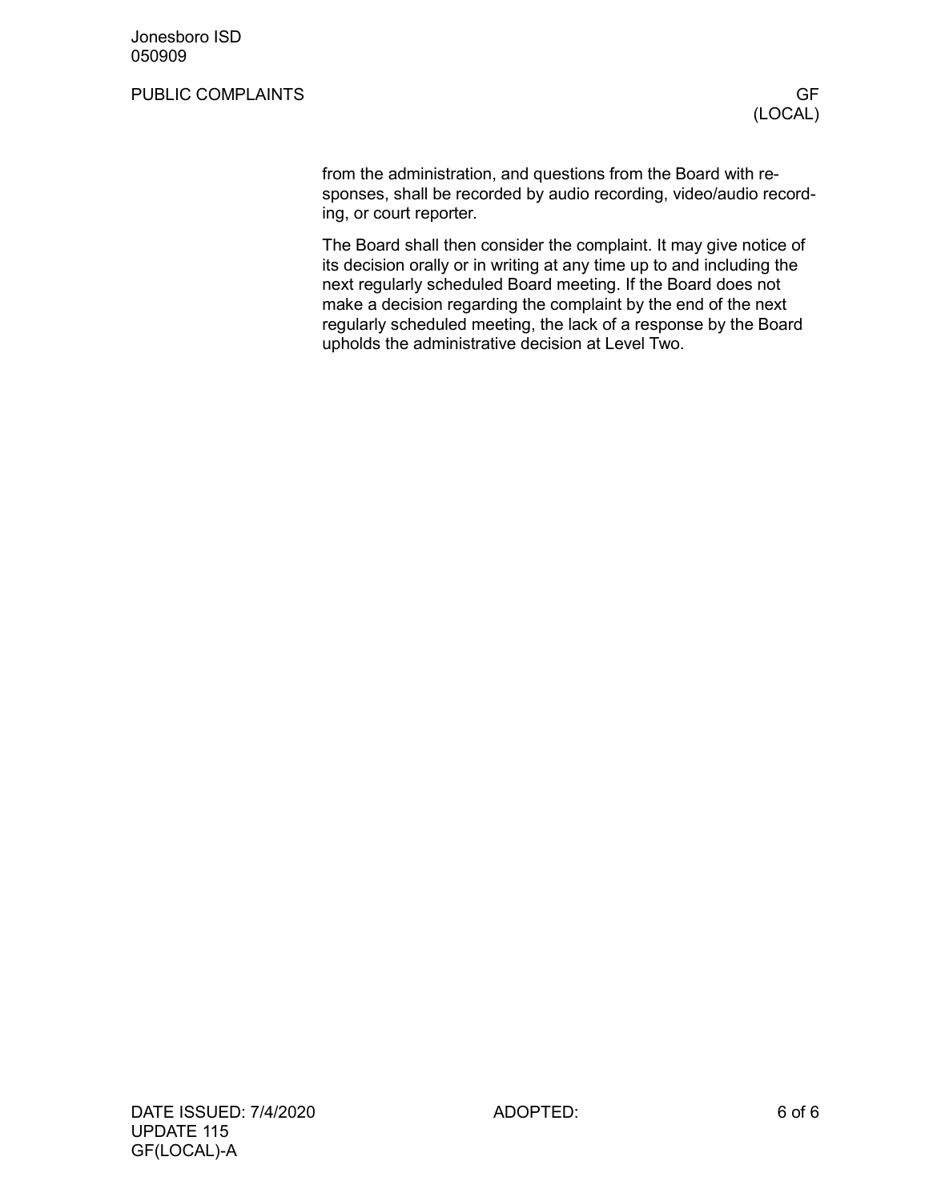from the administration, and questions from the Board with responses, shall be recorded by audio recording, video/audio recording, or court reporter.

The Board shall then consider the complaint. It may give notice of its decision orally or in writing at any time up to and including the next regularly scheduled Board meeting. If the Board does not make a decision regarding the complaint by the end of the next regularly scheduled meeting, the lack of a response by the Board upholds the administrative decision at Level Two.